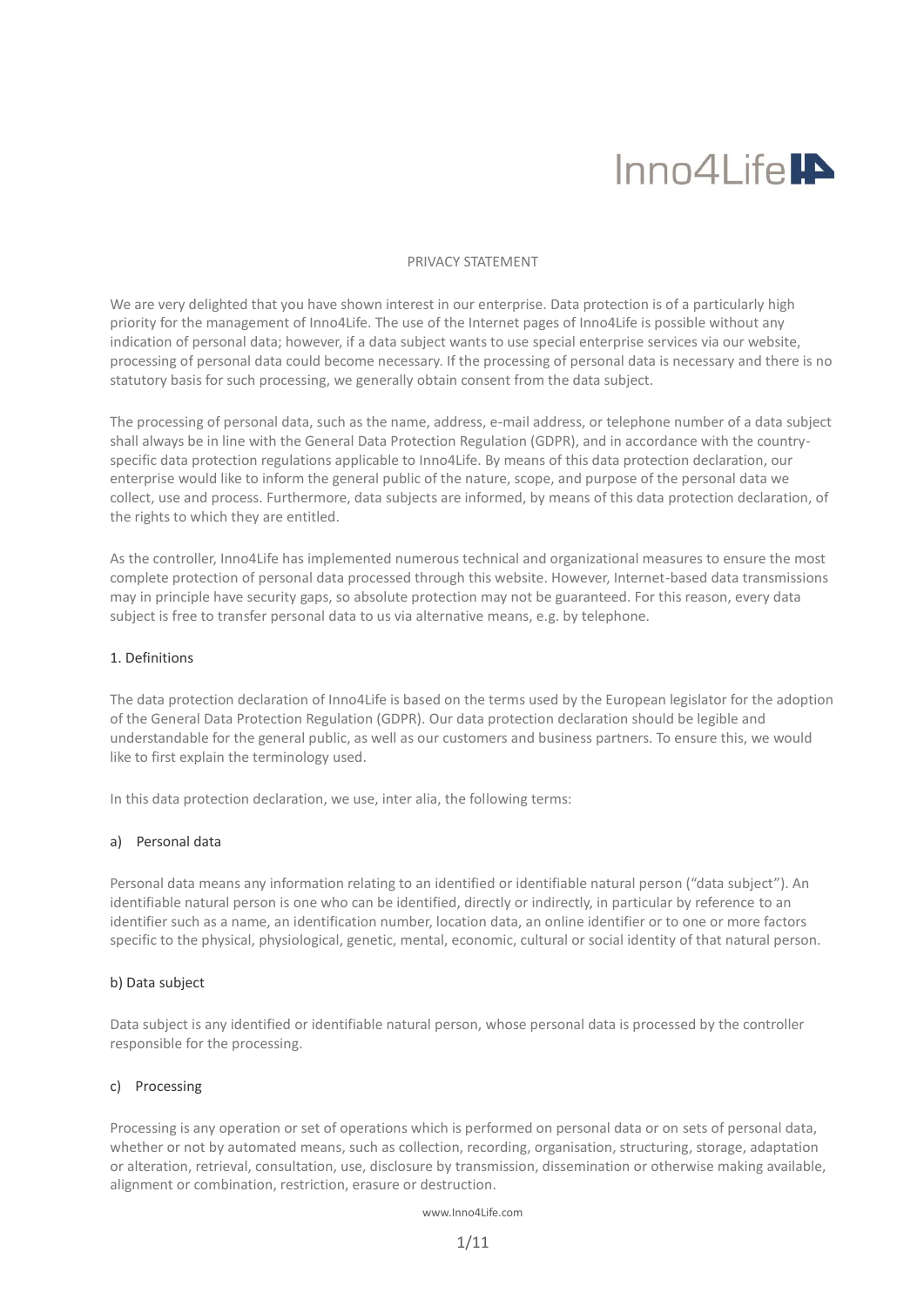Inno4Life

# PRIVACY STATEMENT

We are very delighted that you have shown interest in our enterprise. Data protection is of a particularly high priority for the management of Inno4Life. The use of the Internet pages of Inno4Life is possible without any indication of personal data; however, if a data subject wants to use special enterprise services via our website, processing of personal data could become necessary. If the processing of personal data is necessary and there is no statutory basis for such processing, we generally obtain consent from the data subject.

The processing of personal data, such as the name, address, e-mail address, or telephone number of a data subject shall always be in line with the General Data Protection Regulation (GDPR), and in accordance with the country-specific data protection regulations applicable to Inno4Life. By means of this data protection declaration, our enterprise would like to inform the general public of the nature, scope, and purpose of the personal data we collect, use and process. Furthermore, data subjects are informed, by means of this data protection declaration, of the rights to which they are entitled.

As the controller, Inno4Life has implemented numerous technical and organizational measures to ensure the most complete protection of personal data processed through this website. However, Internet-based data transmissions may in principle have security gaps, so absolute protection may not be guaranteed. For this reason, every data subject is free to transfer personal data to us via alternative means, e.g. by telephone.

## 1. Definitions

The data protection declaration of Inno4Life is based on the terms used by the European legislator for the adoption of the General Data Protection Regulation (GDPR). Our data protection declaration should be legible and understandable for the general public, as well as our customers and business partners. To ensure this, we would like to first explain the terminology used.

In this data protection declaration, we use, inter alia, the following terms:

### a) Personal data

Personal data means any information relating to an identified or identifiable natural person ("data subject"). An identifiable natural person is one who can be identified, directly or indirectly, in particular by reference to an identifier such as a name, an identification number, location data, an online identifier or to one or more factors specific to the physical, physiological, genetic, mental, economic, cultural or social identity of that natural person.

### b) Data subject

Data subject is any identified or identifiable natural person, whose personal data is processed by the controller responsible for the processing.

### c) Processing

Processing is any operation or set of operations which is performed on personal data or on sets of personal data, whether or not by automated means, such as collection, recording, organisation, structuring, storage, adaptation or alteration, retrieval, consultation, use, disclosure by transmission, dissemination or otherwise making available, alignment or combination, restriction, erasure or destruction.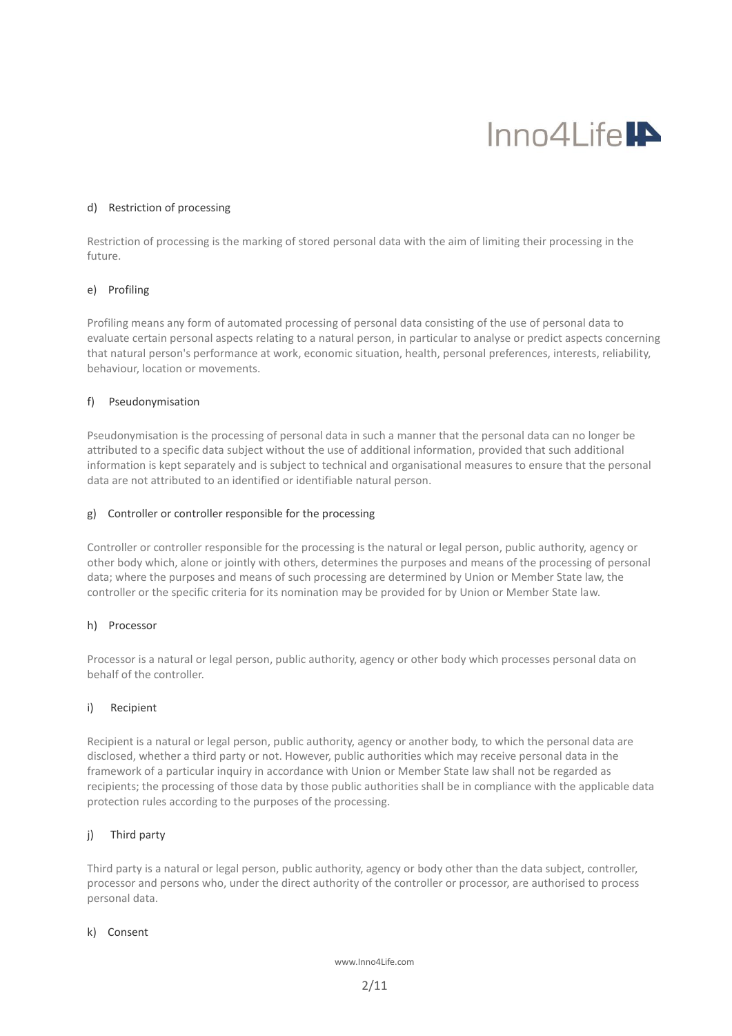d) Restriction of processing

Restriction of processing is the marking of stored personal data with the aim of limiting their processing in the future.

e) Profiling

Profiling means any form of automated processing of personal data consisting of the use of personal data to evaluate certain personal aspects relating to a natural person, in particular to analyse or predict aspects concerning that natural person's performance at work, economic situation, health, personal preferences, interests, reliability, behaviour, location or movements.

f) Pseudonymisation

Pseudonymisation is the processing of personal data in such a manner that the personal data can no longer be attributed to a specific data subject without the use of additional information, provided that such additional information is kept separately and is subject to technical and organisational measures to ensure that the personal data are not attributed to an identified or identifiable natural person.

g) Controller or controller responsible for the processing

Controller or controller responsible for the processing is the natural or legal person, public authority, agency or other body which, alone or jointly with others, determines the purposes and means of the processing of personal data; where the purposes and means of such processing are determined by Union or Member State law, the controller or the specific criteria for its nomination may be provided for by Union or Member State law.

h) Processor

Processor is a natural or legal person, public authority, agency or other body which processes personal data on behalf of the controller.

i) Recipient

Recipient is a natural or legal person, public authority, agency or another body, to which the personal data are disclosed, whether a third party or not. However, public authorities which may receive personal data in the framework of a particular inquiry in accordance with Union or Member State law shall not be regarded as recipients; the processing of those data by those public authorities shall be in compliance with the applicable data protection rules according to the purposes of the processing.

j) Third party

Third party is a natural or legal person, public authority, agency or body other than the data subject, controller, processor and persons who, under the direct authority of the controller or processor, are authorised to process personal data.

k) Consent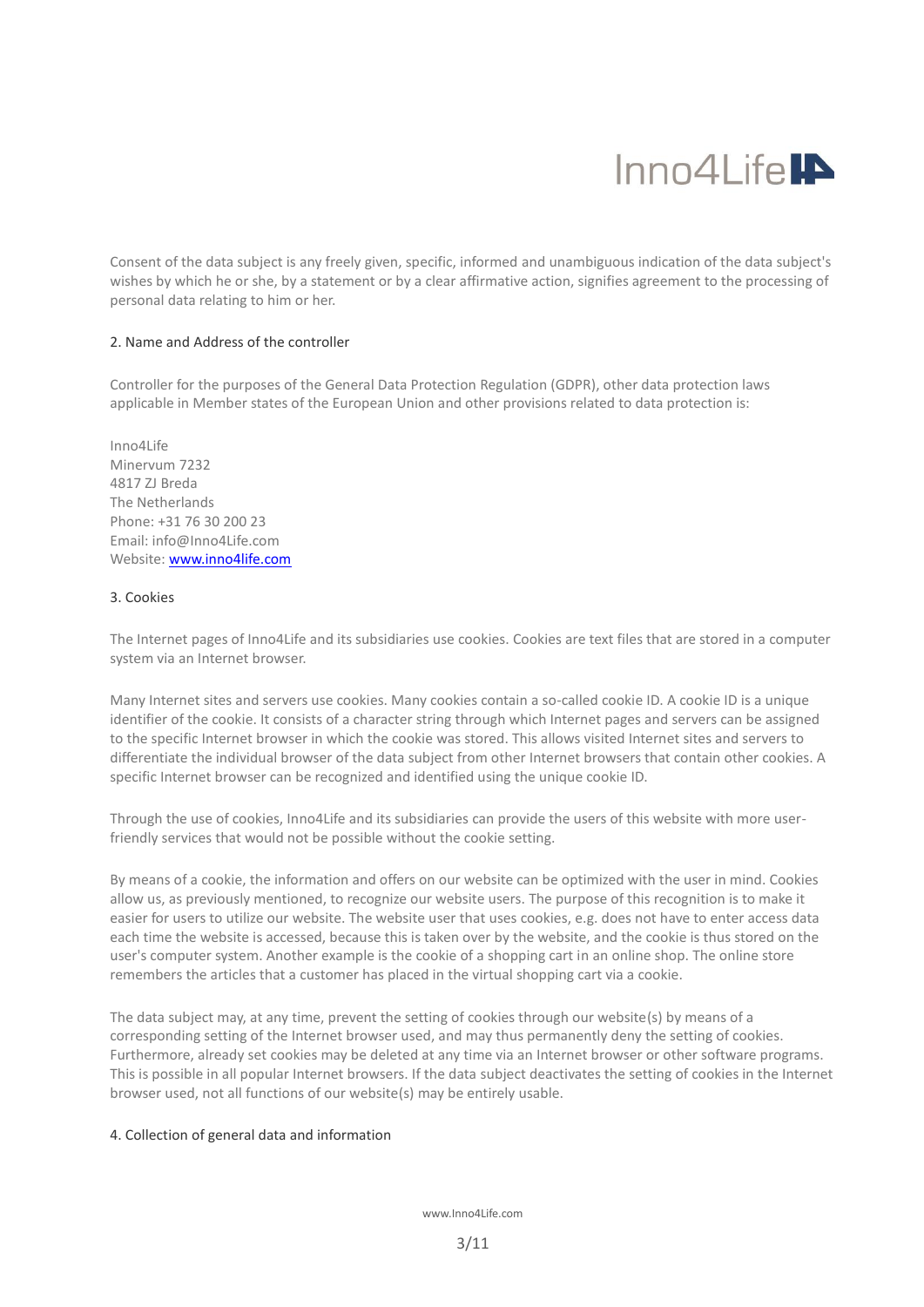Consent of the data subject is any freely given, specific, informed and unambiguous indication of the data subject's wishes by which he or she, by a statement or by a clear affirmative action, signifies agreement to the processing of personal data relating to him or her.

## 2. Name and Address of the controller

Controller for the purposes of the General Data Protection Regulation (GDPR), other data protection laws applicable in Member states of the European Union and other provisions related to data protection is:

Inno4Life  
Minervum 7232  
4817 ZJ Breda  
The Netherlands  
Phone: +31 76 30 200 23  
Email: info@Inno4Life.com  
Website: [www.inno4life.com](http://www.inno4life.com)

## 3. Cookies

The Internet pages of Inno4Life and its subsidiaries use cookies. Cookies are text files that are stored in a computer system via an Internet browser.

Many Internet sites and servers use cookies. Many cookies contain a so-called cookie ID. A cookie ID is a unique identifier of the cookie. It consists of a character string through which Internet pages and servers can be assigned to the specific Internet browser in which the cookie was stored. This allows visited Internet sites and servers to differentiate the individual browser of the data subject from other Internet browsers that contain other cookies. A specific Internet browser can be recognized and identified using the unique cookie ID.

Through the use of cookies, Inno4Life and its subsidiaries can provide the users of this website with more user-friendly services that would not be possible without the cookie setting.

By means of a cookie, the information and offers on our website can be optimized with the user in mind. Cookies allow us, as previously mentioned, to recognize our website users. The purpose of this recognition is to make it easier for users to utilize our website. The website user that uses cookies, e.g. does not have to enter access data each time the website is accessed, because this is taken over by the website, and the cookie is thus stored on the user's computer system. Another example is the cookie of a shopping cart in an online shop. The online store remembers the articles that a customer has placed in the virtual shopping cart via a cookie.

The data subject may, at any time, prevent the setting of cookies through our website(s) by means of a corresponding setting of the Internet browser used, and may thus permanently deny the setting of cookies. Furthermore, already set cookies may be deleted at any time via an Internet browser or other software programs. This is possible in all popular Internet browsers. If the data subject deactivates the setting of cookies in the Internet browser used, not all functions of our website(s) may be entirely usable.

## 4. Collection of general data and information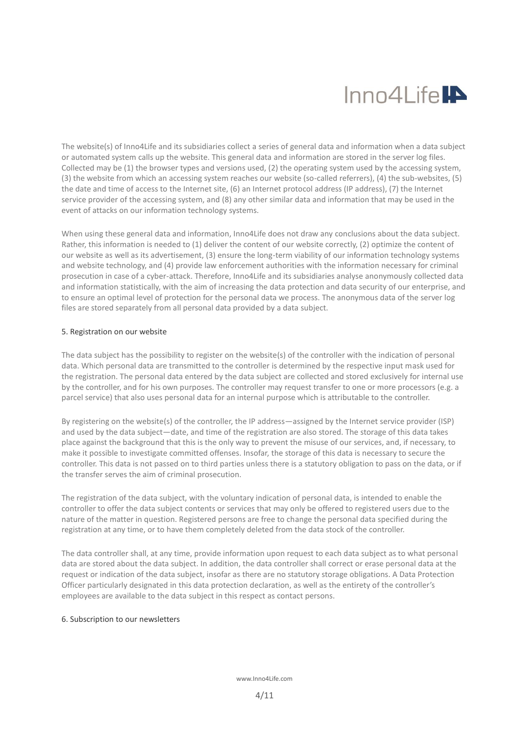The website(s) of Inno4Life and its subsidiaries collect a series of general data and information when a data subject or automated system calls up the website. This general data and information are stored in the server log files. Collected may be (1) the browser types and versions used, (2) the operating system used by the accessing system, (3) the website from which an accessing system reaches our website (so-called referrers), (4) the sub-websites, (5) the date and time of access to the Internet site, (6) an Internet protocol address (IP address), (7) the Internet service provider of the accessing system, and (8) any other similar data and information that may be used in the event of attacks on our information technology systems.

When using these general data and information, Inno4Life does not draw any conclusions about the data subject. Rather, this information is needed to (1) deliver the content of our website correctly, (2) optimize the content of our website as well as its advertisement, (3) ensure the long-term viability of our information technology systems and website technology, and (4) provide law enforcement authorities with the information necessary for criminal prosecution in case of a cyber-attack. Therefore, Inno4Life and its subsidiaries analyse anonymously collected data and information statistically, with the aim of increasing the data protection and data security of our enterprise, and to ensure an optimal level of protection for the personal data we process. The anonymous data of the server log files are stored separately from all personal data provided by a data subject.

## 5. Registration on our website

The data subject has the possibility to register on the website(s) of the controller with the indication of personal data. Which personal data are transmitted to the controller is determined by the respective input mask used for the registration. The personal data entered by the data subject are collected and stored exclusively for internal use by the controller, and for his own purposes. The controller may request transfer to one or more processors (e.g. a parcel service) that also uses personal data for an internal purpose which is attributable to the controller.

By registering on the website(s) of the controller, the IP address—assigned by the Internet service provider (ISP) and used by the data subject—date, and time of the registration are also stored. The storage of this data takes place against the background that this is the only way to prevent the misuse of our services, and, if necessary, to make it possible to investigate committed offenses. Insofar, the storage of this data is necessary to secure the controller. This data is not passed on to third parties unless there is a statutory obligation to pass on the data, or if the transfer serves the aim of criminal prosecution.

The registration of the data subject, with the voluntary indication of personal data, is intended to enable the controller to offer the data subject contents or services that may only be offered to registered users due to the nature of the matter in question. Registered persons are free to change the personal data specified during the registration at any time, or to have them completely deleted from the data stock of the controller.

The data controller shall, at any time, provide information upon request to each data subject as to what personal data are stored about the data subject. In addition, the data controller shall correct or erase personal data at the request or indication of the data subject, insofar as there are no statutory storage obligations. A Data Protection Officer particularly designated in this data protection declaration, as well as the entirety of the controller's employees are available to the data subject in this respect as contact persons.

## 6. Subscription to our newsletters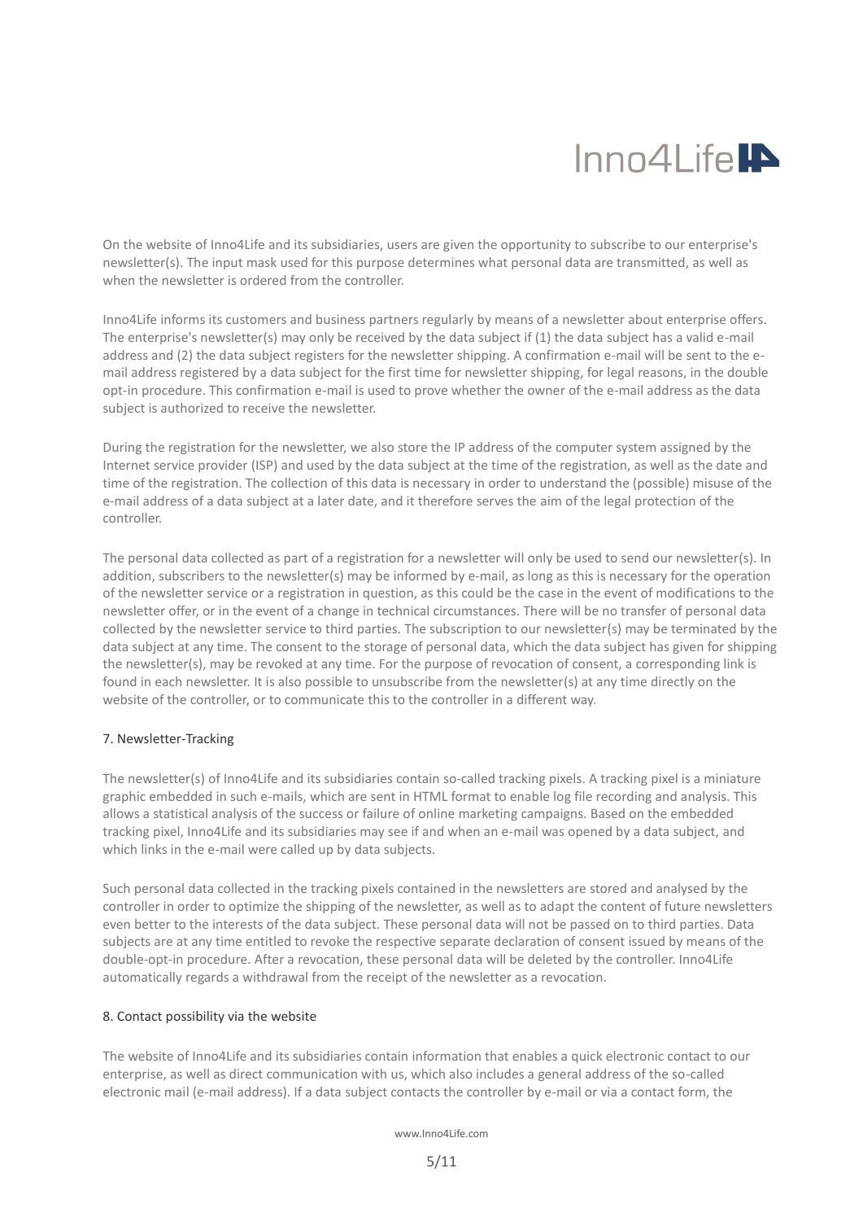On the website of Inno4Life and its subsidiaries, users are given the opportunity to subscribe to our enterprise's newsletter(s). The input mask used for this purpose determines what personal data are transmitted, as well as when the newsletter is ordered from the controller.

Inno4Life informs its customers and business partners regularly by means of a newsletter about enterprise offers. The enterprise's newsletter(s) may only be received by the data subject if (1) the data subject has a valid e-mail address and (2) the data subject registers for the newsletter shipping. A confirmation e-mail will be sent to the e-mail address registered by a data subject for the first time for newsletter shipping, for legal reasons, in the double opt-in procedure. This confirmation e-mail is used to prove whether the owner of the e-mail address as the data subject is authorized to receive the newsletter.

During the registration for the newsletter, we also store the IP address of the computer system assigned by the Internet service provider (ISP) and used by the data subject at the time of the registration, as well as the date and time of the registration. The collection of this data is necessary in order to understand the (possible) misuse of the e-mail address of a data subject at a later date, and it therefore serves the aim of the legal protection of the controller.

The personal data collected as part of a registration for a newsletter will only be used to send our newsletter(s). In addition, subscribers to the newsletter(s) may be informed by e-mail, as long as this is necessary for the operation of the newsletter service or a registration in question, as this could be the case in the event of modifications to the newsletter offer, or in the event of a change in technical circumstances. There will be no transfer of personal data collected by the newsletter service to third parties. The subscription to our newsletter(s) may be terminated by the data subject at any time. The consent to the storage of personal data, which the data subject has given for shipping the newsletter(s), may be revoked at any time. For the purpose of revocation of consent, a corresponding link is found in each newsletter. It is also possible to unsubscribe from the newsletter(s) at any time directly on the website of the controller, or to communicate this to the controller in a different way.

## 7. Newsletter-Tracking

The newsletter(s) of Inno4Life and its subsidiaries contain so-called tracking pixels. A tracking pixel is a miniature graphic embedded in such e-mails, which are sent in HTML format to enable log file recording and analysis. This allows a statistical analysis of the success or failure of online marketing campaigns. Based on the embedded tracking pixel, Inno4Life and its subsidiaries may see if and when an e-mail was opened by a data subject, and which links in the e-mail were called up by data subjects.

Such personal data collected in the tracking pixels contained in the newsletters are stored and analysed by the controller in order to optimize the shipping of the newsletter, as well as to adapt the content of future newsletters even better to the interests of the data subject. These personal data will not be passed on to third parties. Data subjects are at any time entitled to revoke the respective separate declaration of consent issued by means of the double-opt-in procedure. After a revocation, these personal data will be deleted by the controller. Inno4Life automatically regards a withdrawal from the receipt of the newsletter as a revocation.

## 8. Contact possibility via the website

The website of Inno4Life and its subsidiaries contain information that enables a quick electronic contact to our enterprise, as well as direct communication with us, which also includes a general address of the so-called electronic mail (e-mail address). If a data subject contacts the controller by e-mail or via a contact form, the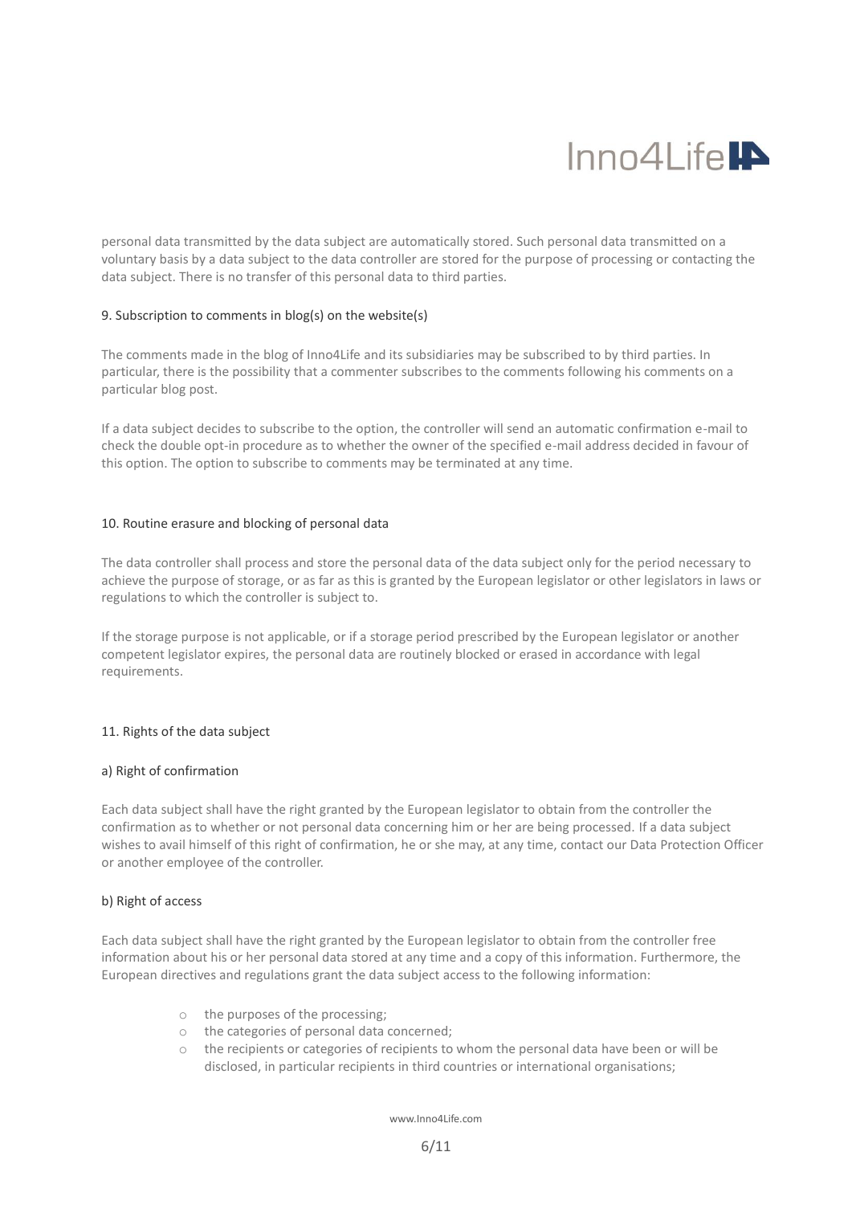personal data transmitted by the data subject are automatically stored. Such personal data transmitted on a voluntary basis by a data subject to the data controller are stored for the purpose of processing or contacting the data subject. There is no transfer of this personal data to third parties.

## 9. Subscription to comments in blog(s) on the website(s)

The comments made in the blog of Inno4Life and its subsidiaries may be subscribed to by third parties. In particular, there is the possibility that a commenter subscribes to the comments following his comments on a particular blog post.

If a data subject decides to subscribe to the option, the controller will send an automatic confirmation e-mail to check the double opt-in procedure as to whether the owner of the specified e-mail address decided in favour of this option. The option to subscribe to comments may be terminated at any time.

## 10. Routine erasure and blocking of personal data

The data controller shall process and store the personal data of the data subject only for the period necessary to achieve the purpose of storage, or as far as this is granted by the European legislator or other legislators in laws or regulations to which the controller is subject to.

If the storage purpose is not applicable, or if a storage period prescribed by the European legislator or another competent legislator expires, the personal data are routinely blocked or erased in accordance with legal requirements.

## 11. Rights of the data subject

### a) Right of confirmation

Each data subject shall have the right granted by the European legislator to obtain from the controller the confirmation as to whether or not personal data concerning him or her are being processed. If a data subject wishes to avail himself of this right of confirmation, he or she may, at any time, contact our Data Protection Officer or another employee of the controller.

### b) Right of access

Each data subject shall have the right granted by the European legislator to obtain from the controller free information about his or her personal data stored at any time and a copy of this information. Furthermore, the European directives and regulations grant the data subject access to the following information:

- the purposes of the processing;
- the categories of personal data concerned;
- the recipients or categories of recipients to whom the personal data have been or will be disclosed, in particular recipients in third countries or international organisations;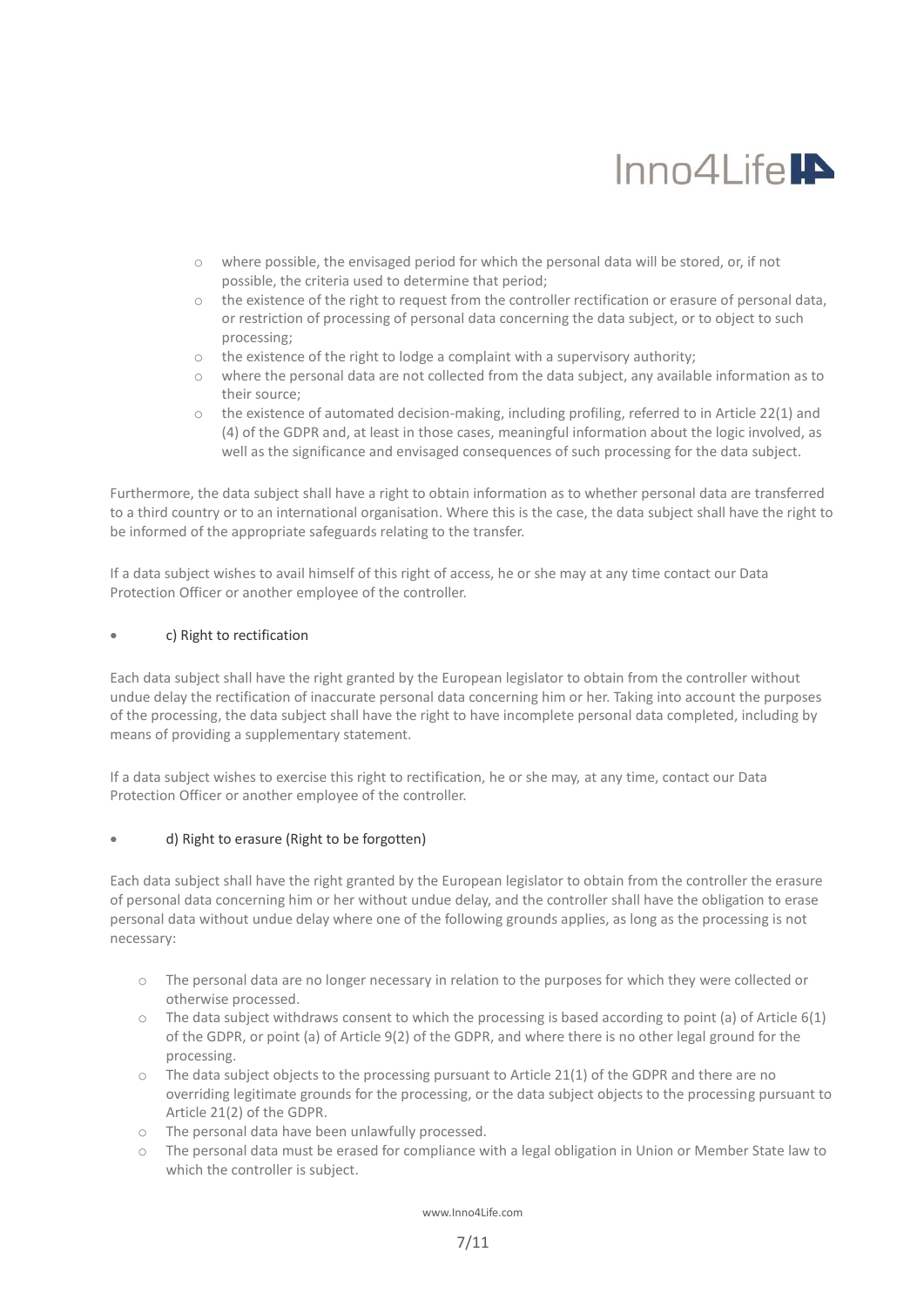- where possible, the envisaged period for which the personal data will be stored, or, if not possible, the criteria used to determine that period;
- the existence of the right to request from the controller rectification or erasure of personal data, or restriction of processing of personal data concerning the data subject, or to object to such processing;
- the existence of the right to lodge a complaint with a supervisory authority;
- where the personal data are not collected from the data subject, any available information as to their source;
- the existence of automated decision-making, including profiling, referred to in Article 22(1) and (4) of the GDPR and, at least in those cases, meaningful information about the logic involved, as well as the significance and envisaged consequences of such processing for the data subject.

Furthermore, the data subject shall have a right to obtain information as to whether personal data are transferred to a third country or to an international organisation. Where this is the case, the data subject shall have the right to be informed of the appropriate safeguards relating to the transfer.

If a data subject wishes to avail himself of this right of access, he or she may at any time contact our Data Protection Officer or another employee of the controller.

- c) Right to rectification

Each data subject shall have the right granted by the European legislator to obtain from the controller without undue delay the rectification of inaccurate personal data concerning him or her. Taking into account the purposes of the processing, the data subject shall have the right to have incomplete personal data completed, including by means of providing a supplementary statement.

If a data subject wishes to exercise this right to rectification, he or she may, at any time, contact our Data Protection Officer or another employee of the controller.

- d) Right to erasure (Right to be forgotten)

Each data subject shall have the right granted by the European legislator to obtain from the controller the erasure of personal data concerning him or her without undue delay, and the controller shall have the obligation to erase personal data without undue delay where one of the following grounds applies, as long as the processing is not necessary:

- The personal data are no longer necessary in relation to the purposes for which they were collected or otherwise processed.
- The data subject withdraws consent to which the processing is based according to point (a) of Article 6(1) of the GDPR, or point (a) of Article 9(2) of the GDPR, and where there is no other legal ground for the processing.
- The data subject objects to the processing pursuant to Article 21(1) of the GDPR and there are no overriding legitimate grounds for the processing, or the data subject objects to the processing pursuant to Article 21(2) of the GDPR.
- The personal data have been unlawfully processed.
- The personal data must be erased for compliance with a legal obligation in Union or Member State law to which the controller is subject.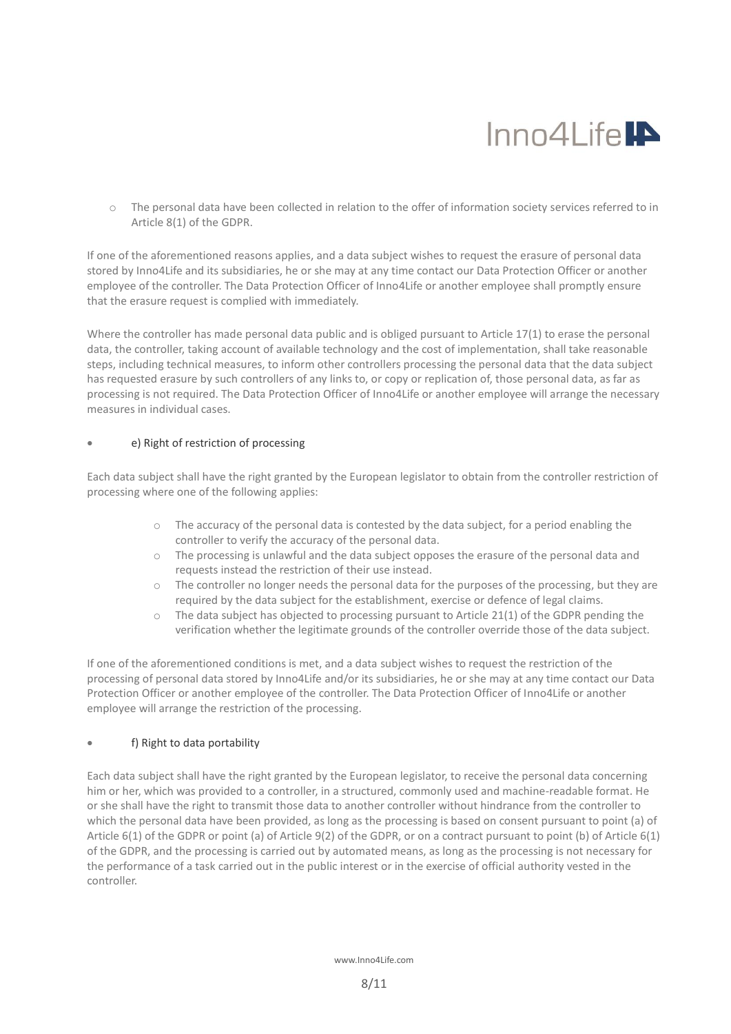- The personal data have been collected in relation to the offer of information society services referred to in Article 8(1) of the GDPR.

If one of the aforementioned reasons applies, and a data subject wishes to request the erasure of personal data stored by Inno4Life and its subsidiaries, he or she may at any time contact our Data Protection Officer or another employee of the controller. The Data Protection Officer of Inno4Life or another employee shall promptly ensure that the erasure request is complied with immediately.

Where the controller has made personal data public and is obliged pursuant to Article 17(1) to erase the personal data, the controller, taking account of available technology and the cost of implementation, shall take reasonable steps, including technical measures, to inform other controllers processing the personal data that the data subject has requested erasure by such controllers of any links to, or copy or replication of, those personal data, as far as processing is not required. The Data Protection Officer of Inno4Life or another employee will arrange the necessary measures in individual cases.

- e) Right of restriction of processing

Each data subject shall have the right granted by the European legislator to obtain from the controller restriction of processing where one of the following applies:

- The accuracy of the personal data is contested by the data subject, for a period enabling the controller to verify the accuracy of the personal data.
- The processing is unlawful and the data subject opposes the erasure of the personal data and requests instead the restriction of their use instead.
- The controller no longer needs the personal data for the purposes of the processing, but they are required by the data subject for the establishment, exercise or defence of legal claims.
- The data subject has objected to processing pursuant to Article 21(1) of the GDPR pending the verification whether the legitimate grounds of the controller override those of the data subject.

If one of the aforementioned conditions is met, and a data subject wishes to request the restriction of the processing of personal data stored by Inno4Life and/or its subsidiaries, he or she may at any time contact our Data Protection Officer or another employee of the controller. The Data Protection Officer of Inno4Life or another employee will arrange the restriction of the processing.

- f) Right to data portability

Each data subject shall have the right granted by the European legislator, to receive the personal data concerning him or her, which was provided to a controller, in a structured, commonly used and machine-readable format. He or she shall have the right to transmit those data to another controller without hindrance from the controller to which the personal data have been provided, as long as the processing is based on consent pursuant to point (a) of Article 6(1) of the GDPR or point (a) of Article 9(2) of the GDPR, or on a contract pursuant to point (b) of Article 6(1) of the GDPR, and the processing is carried out by automated means, as long as the processing is not necessary for the performance of a task carried out in the public interest or in the exercise of official authority vested in the controller.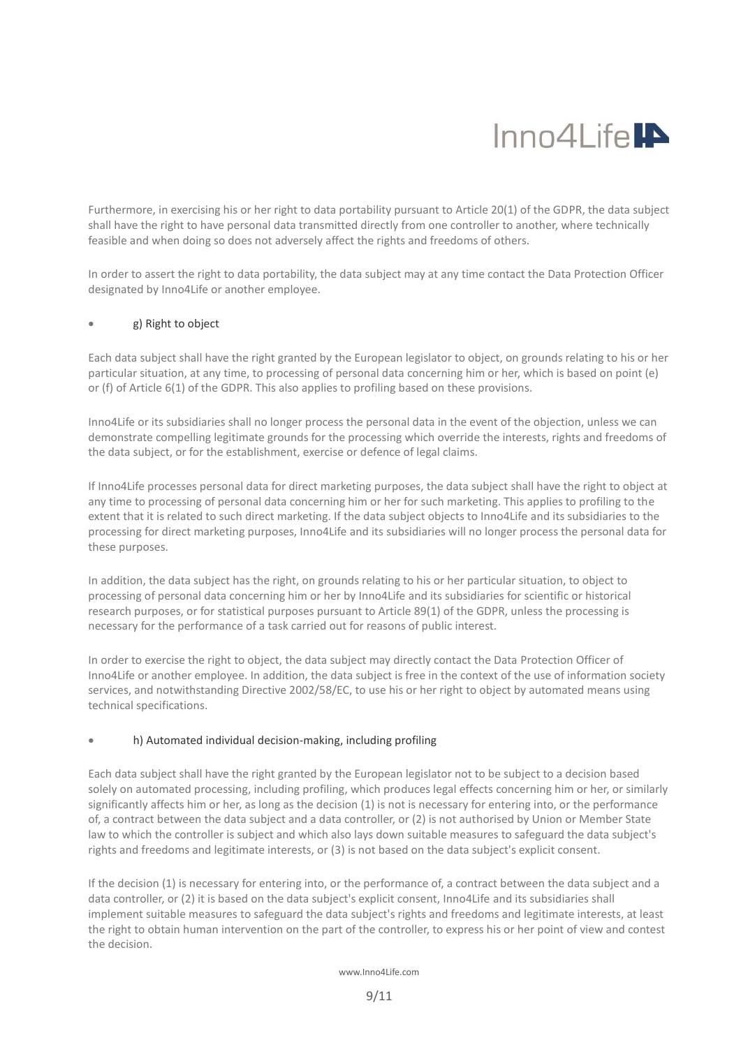Furthermore, in exercising his or her right to data portability pursuant to Article 20(1) of the GDPR, the data subject shall have the right to have personal data transmitted directly from one controller to another, where technically feasible and when doing so does not adversely affect the rights and freedoms of others.

In order to assert the right to data portability, the data subject may at any time contact the Data Protection Officer designated by Inno4Life or another employee.

- g) Right to object

Each data subject shall have the right granted by the European legislator to object, on grounds relating to his or her particular situation, at any time, to processing of personal data concerning him or her, which is based on point (e) or (f) of Article 6(1) of the GDPR. This also applies to profiling based on these provisions.

Inno4Life or its subsidiaries shall no longer process the personal data in the event of the objection, unless we can demonstrate compelling legitimate grounds for the processing which override the interests, rights and freedoms of the data subject, or for the establishment, exercise or defence of legal claims.

If Inno4Life processes personal data for direct marketing purposes, the data subject shall have the right to object at any time to processing of personal data concerning him or her for such marketing. This applies to profiling to the extent that it is related to such direct marketing. If the data subject objects to Inno4Life and its subsidiaries to the processing for direct marketing purposes, Inno4Life and its subsidiaries will no longer process the personal data for these purposes.

In addition, the data subject has the right, on grounds relating to his or her particular situation, to object to processing of personal data concerning him or her by Inno4Life and its subsidiaries for scientific or historical research purposes, or for statistical purposes pursuant to Article 89(1) of the GDPR, unless the processing is necessary for the performance of a task carried out for reasons of public interest.

In order to exercise the right to object, the data subject may directly contact the Data Protection Officer of Inno4Life or another employee. In addition, the data subject is free in the context of the use of information society services, and notwithstanding Directive 2002/58/EC, to use his or her right to object by automated means using technical specifications.

- h) Automated individual decision-making, including profiling

Each data subject shall have the right granted by the European legislator not to be subject to a decision based solely on automated processing, including profiling, which produces legal effects concerning him or her, or similarly significantly affects him or her, as long as the decision (1) is not is necessary for entering into, or the performance of, a contract between the data subject and a data controller, or (2) is not authorised by Union or Member State law to which the controller is subject and which also lays down suitable measures to safeguard the data subject's rights and freedoms and legitimate interests, or (3) is not based on the data subject's explicit consent.

If the decision (1) is necessary for entering into, or the performance of, a contract between the data subject and a data controller, or (2) it is based on the data subject's explicit consent, Inno4Life and its subsidiaries shall implement suitable measures to safeguard the data subject's rights and freedoms and legitimate interests, at least the right to obtain human intervention on the part of the controller, to express his or her point of view and contest the decision.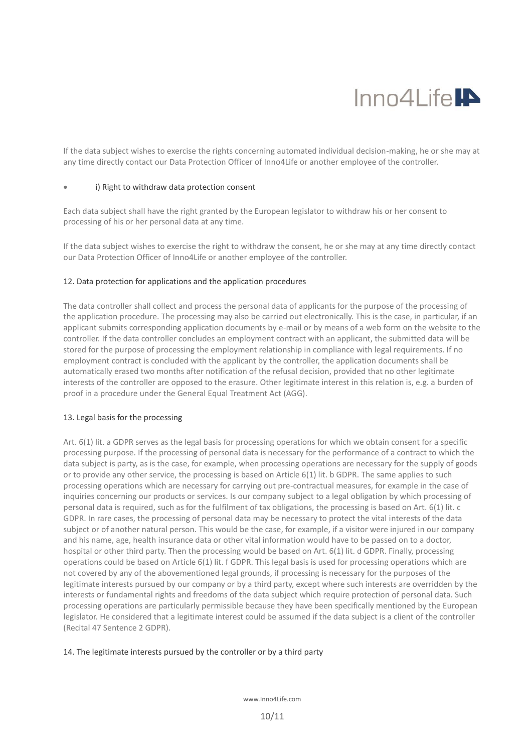If the data subject wishes to exercise the rights concerning automated individual decision-making, he or she may at any time directly contact our Data Protection Officer of Inno4Life or another employee of the controller.

- i) Right to withdraw data protection consent

Each data subject shall have the right granted by the European legislator to withdraw his or her consent to processing of his or her personal data at any time.

If the data subject wishes to exercise the right to withdraw the consent, he or she may at any time directly contact our Data Protection Officer of Inno4Life or another employee of the controller.

## 12. Data protection for applications and the application procedures

The data controller shall collect and process the personal data of applicants for the purpose of the processing of the application procedure. The processing may also be carried out electronically. This is the case, in particular, if an applicant submits corresponding application documents by e-mail or by means of a web form on the website to the controller. If the data controller concludes an employment contract with an applicant, the submitted data will be stored for the purpose of processing the employment relationship in compliance with legal requirements. If no employment contract is concluded with the applicant by the controller, the application documents shall be automatically erased two months after notification of the refusal decision, provided that no other legitimate interests of the controller are opposed to the erasure. Other legitimate interest in this relation is, e.g. a burden of proof in a procedure under the General Equal Treatment Act (AGG).

## 13. Legal basis for the processing

Art. 6(1) lit. a GDPR serves as the legal basis for processing operations for which we obtain consent for a specific processing purpose. If the processing of personal data is necessary for the performance of a contract to which the data subject is party, as is the case, for example, when processing operations are necessary for the supply of goods or to provide any other service, the processing is based on Article 6(1) lit. b GDPR. The same applies to such processing operations which are necessary for carrying out pre-contractual measures, for example in the case of inquiries concerning our products or services. Is our company subject to a legal obligation by which processing of personal data is required, such as for the fulfilment of tax obligations, the processing is based on Art. 6(1) lit. c GDPR. In rare cases, the processing of personal data may be necessary to protect the vital interests of the data subject or of another natural person. This would be the case, for example, if a visitor were injured in our company and his name, age, health insurance data or other vital information would have to be passed on to a doctor, hospital or other third party. Then the processing would be based on Art. 6(1) lit. d GDPR. Finally, processing operations could be based on Article 6(1) lit. f GDPR. This legal basis is used for processing operations which are not covered by any of the abovementioned legal grounds, if processing is necessary for the purposes of the legitimate interests pursued by our company or by a third party, except where such interests are overridden by the interests or fundamental rights and freedoms of the data subject which require protection of personal data. Such processing operations are particularly permissible because they have been specifically mentioned by the European legislator. He considered that a legitimate interest could be assumed if the data subject is a client of the controller (Recital 47 Sentence 2 GDPR).

## 14. The legitimate interests pursued by the controller or by a third party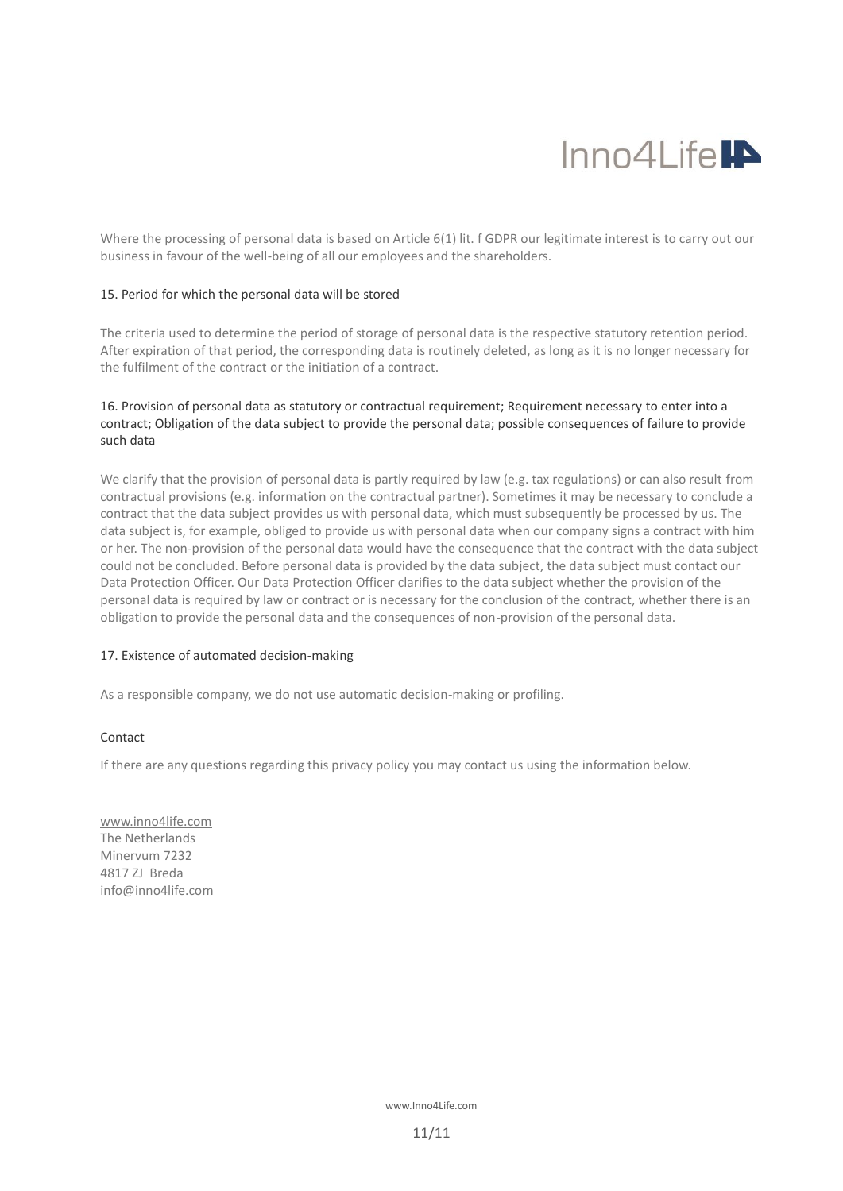Where the processing of personal data is based on Article 6(1) lit. f GDPR our legitimate interest is to carry out our business in favour of the well-being of all our employees and the shareholders.

## 15. Period for which the personal data will be stored

The criteria used to determine the period of storage of personal data is the respective statutory retention period. After expiration of that period, the corresponding data is routinely deleted, as long as it is no longer necessary for the fulfilment of the contract or the initiation of a contract.

## 16. Provision of personal data as statutory or contractual requirement; Requirement necessary to enter into a contract; Obligation of the data subject to provide the personal data; possible consequences of failure to provide such data

We clarify that the provision of personal data is partly required by law (e.g. tax regulations) or can also result from contractual provisions (e.g. information on the contractual partner). Sometimes it may be necessary to conclude a contract that the data subject provides us with personal data, which must subsequently be processed by us. The data subject is, for example, obliged to provide us with personal data when our company signs a contract with him or her. The non-provision of the personal data would have the consequence that the contract with the data subject could not be concluded. Before personal data is provided by the data subject, the data subject must contact our Data Protection Officer. Our Data Protection Officer clarifies to the data subject whether the provision of the personal data is required by law or contract or is necessary for the conclusion of the contract, whether there is an obligation to provide the personal data and the consequences of non-provision of the personal data.

## 17. Existence of automated decision-making

As a responsible company, we do not use automatic decision-making or profiling.

## Contact

If there are any questions regarding this privacy policy you may contact us using the information below.

www.inno4life.com
The Netherlands
Minervum 7232
4817 ZJ Breda
info@inno4life.com